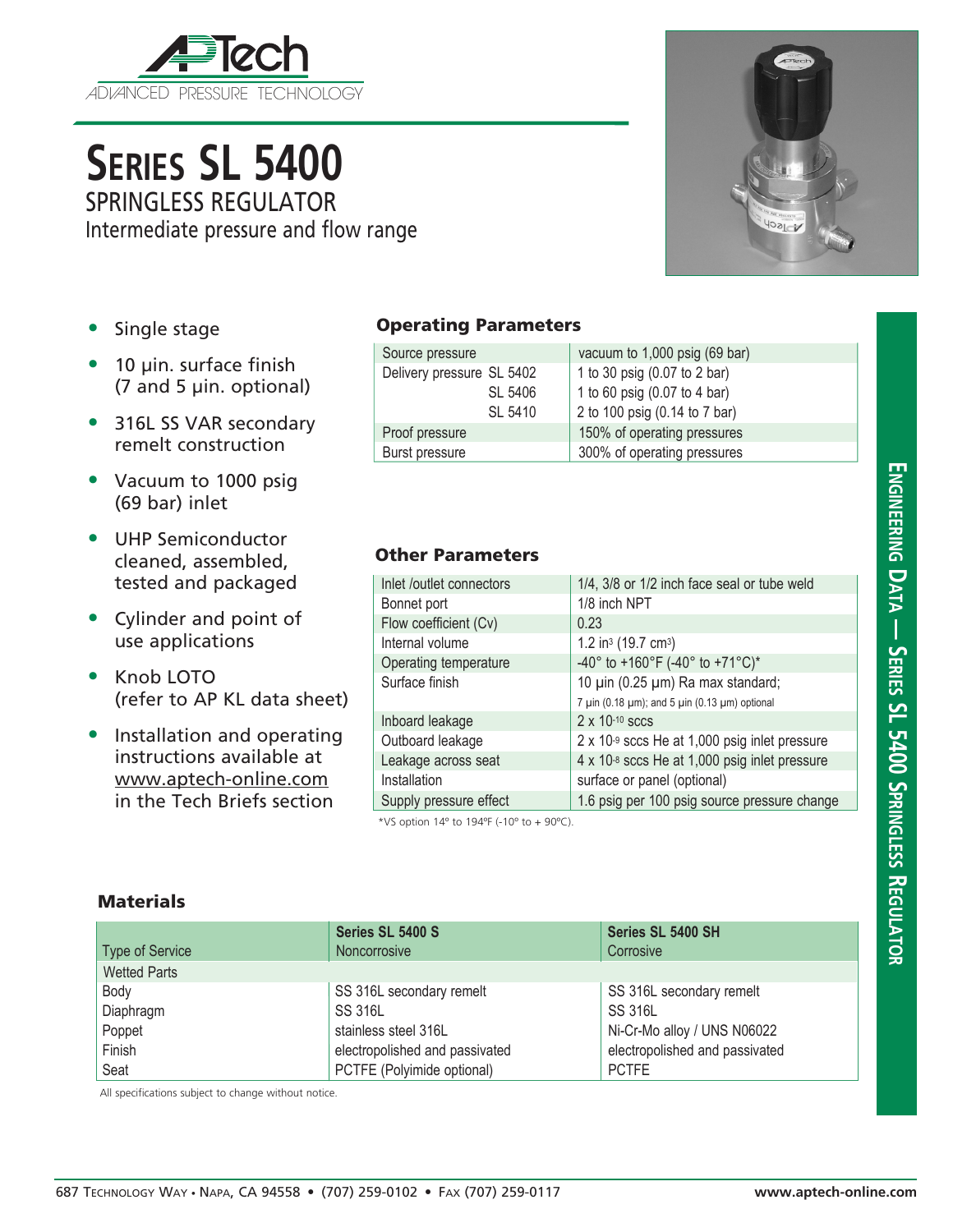APTech
ADVANCED PRESSURE TECHNOLOGY

# Series SL 5400

## SPRINGLESS REGULATOR

Intermediate pressure and flow range

- Single stage
- 10 µin. surface finish (7 and 5 µin. optional)
- 316L SS VAR secondary remelt construction
- Vacuum to 1000 psig (69 bar) inlet
- UHP Semiconductor cleaned, assembled, tested and packaged
- Cylinder and point of use applications
- Knob LOTO (refer to AP KL data sheet)
- Installation and operating instructions available at www.aptech-online.com in the Tech Briefs section

### Operating Parameters

| | |
|---|---|
| Source pressure | vacuum to 1,000 psig (69 bar) |
| Delivery pressure SL 5402 | 1 to 30 psig (0.07 to 2 bar) |
| SL 5406 | 1 to 60 psig (0.07 to 4 bar) |
| SL 5410 | 2 to 100 psig (0.14 to 7 bar) |
| Proof pressure | 150% of operating pressures |
| Burst pressure | 300% of operating pressures |

### Other Parameters

| | |
|---|---|
| Inlet /outlet connectors | 1/4, 3/8 or 1/2 inch face seal or tube weld |
| Bonnet port | 1/8 inch NPT |
| Flow coefficient (Cv) | 0.23 |
| Internal volume | 1.2 in$^3$ (19.7 cm$^3$) |
| Operating temperature | -40° to +160°F (-40° to +71°C)* |
| Surface finish | 10 µin (0.25 µm) Ra max standard; 7 µin (0.18 µm); and 5 µin (0.13 µm) optional |
| Inboard leakage | 2 x 10$^{-10}$ sccs |
| Outboard leakage | 2 x 10$^{-9}$ sccs He at 1,000 psig inlet pressure |
| Leakage across seat | 4 x 10$^{-8}$ sccs He at 1,000 psig inlet pressure |
| Installation | surface or panel (optional) |
| Supply pressure effect | 1.6 psig per 100 psig source pressure change |

*VS option 14° to 194°F (-10° to + 90°C).

### Materials

| Type of Service | Series SL 5400 S Noncorrosive | Series SL 5400 SH Corrosive |
|---|---|---|
| Wetted Parts | | |
| Body | SS 316L secondary remelt | SS 316L secondary remelt |
| Diaphragm | SS 316L | SS 316L |
| Poppet | stainless steel 316L | Ni-Cr-Mo alloy / UNS N06022 |
| Finish | electropolished and passivated | electropolished and passivated |
| Seat | PCTFE (Polyimide optional) | PCTFE |

All specifications subject to change without notice.

687 Technology Way • Napa, CA 94558 • (707) 259-0102 • Fax (707) 259-0117 www.aptech-online.com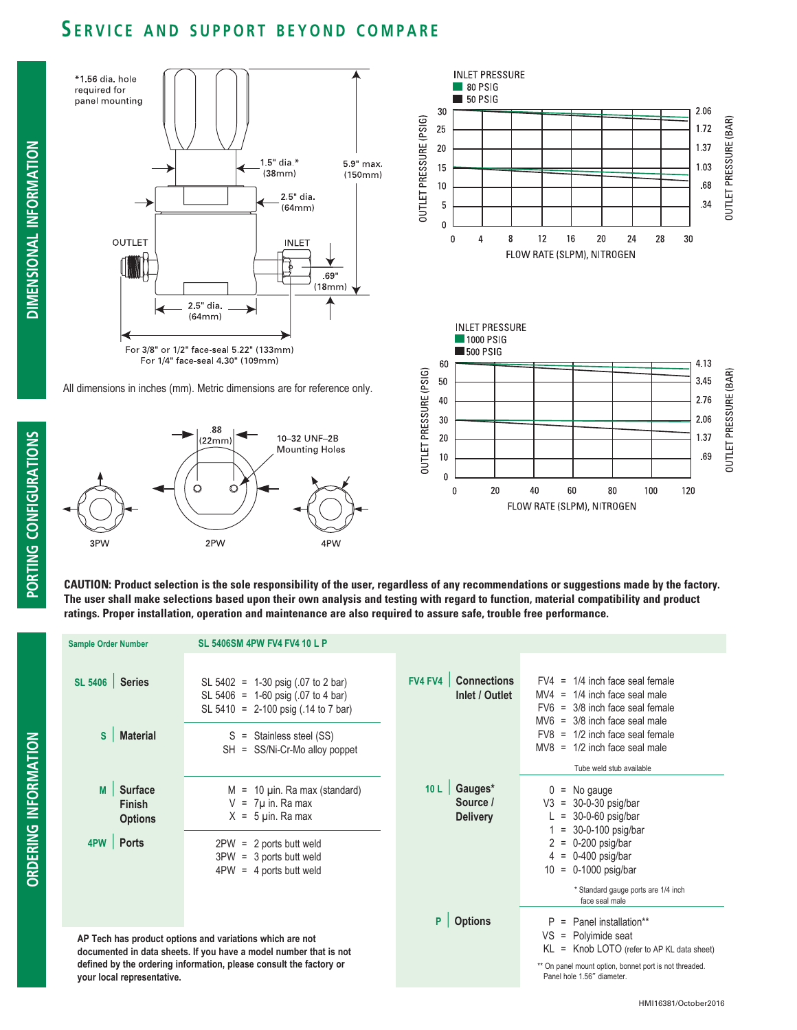# SERVICE AND SUPPORT BEYOND COMPARE

## DIMENSIONAL INFORMATION

*1.56 dia. hole required for panel mounting

1.5" dia.* (38mm)

5.9" max. (150mm)

2.5" dia. (64mm)

OUTLET

INLET

.69" (18mm)

2.5" dia. (64mm)

For 3/8" or 1/2" face-seal 5.22" (133mm)
For 1/4" face-seal 4.30" (109mm)

All dimensions in inches (mm). Metric dimensions are for reference only.

INLET PRESSURE
80 PSIG
50 PSIG

OUTLET PRESSURE (PSIG): 0, 5, 10, 15, 20, 25, 30
OUTLET PRESSURE (BAR): .34, .68, 1.03, 1.37, 1.72, 2.06
FLOW RATE (SLPM), NITROGEN: 0, 4, 8, 12, 16, 20, 24, 28, 30

INLET PRESSURE
1000 PSIG
500 PSIG

OUTLET PRESSURE (PSIG): 0, 10, 20, 30, 40, 50, 60
OUTLET PRESSURE (BAR): .69, 1.37, 2.06, 2.76, 3.45, 4.13
FLOW RATE (SLPM), NITROGEN: 0, 20, 40, 60, 80, 100, 120

## PORTING CONFIGURATIONS

.88 (22mm)

10–32 UNF–2B Mounting Holes

3PW 2PW 4PW

**CAUTION: Product selection is the sole responsibility of the user, regardless of any recommendations or suggestions made by the factory. The user shall make selections based upon their own analysis and testing with regard to function, material compatibility and product ratings. Proper installation, operation and maintenance are also required to assure safe, trouble free performance.**

## ORDERING INFORMATION

**Sample Order Number** SL 5406SM 4PW FV4 FV4 10 L P

| Code | Category | Options |
|---|---|---|
| SL 5406 | Series | SL 5402 = 1-30 psig (.07 to 2 bar)<br>SL 5406 = 1-60 psig (.07 to 4 bar)<br>SL 5410 = 2-100 psig (.14 to 7 bar) |
| S | Material | S = Stainless steel (SS)<br>SH = SS/Ni-Cr-Mo alloy poppet |
| M | Surface Finish Options | M = 10 µin. Ra max (standard)<br>V = 7µ in. Ra max<br>X = 5 µin. Ra max |
| 4PW | Ports | 2PW = 2 ports butt weld<br>3PW = 3 ports butt weld<br>4PW = 4 ports butt weld |
| FV4 FV4 | Connections Inlet / Outlet | FV4 = 1/4 inch face seal female<br>MV4 = 1/4 inch face seal male<br>FV6 = 3/8 inch face seal female<br>MV6 = 3/8 inch face seal male<br>FV8 = 1/2 inch face seal female<br>MV8 = 1/2 inch face seal male<br>Tube weld stub available |
| 10 L | Gauges* Source / Delivery | 0 = No gauge<br>V3 = 30-0-30 psig/bar<br>L = 30-0-60 psig/bar<br>1 = 30-0-100 psig/bar<br>2 = 0-200 psig/bar<br>4 = 0-400 psig/bar<br>10 = 0-1000 psig/bar<br>* Standard gauge ports are 1/4 inch face seal male |
| P | Options | P = Panel installation**<br>VS = Polyimide seat<br>KL = Knob LOTO (refer to AP KL data sheet)<br>** On panel mount option, bonnet port is not threaded. Panel hole 1.56" diameter. |

**AP Tech has product options and variations which are not documented in data sheets. If you have a model number that is not defined by the ordering information, please consult the factory or your local representative.**

HMI16381/October2016